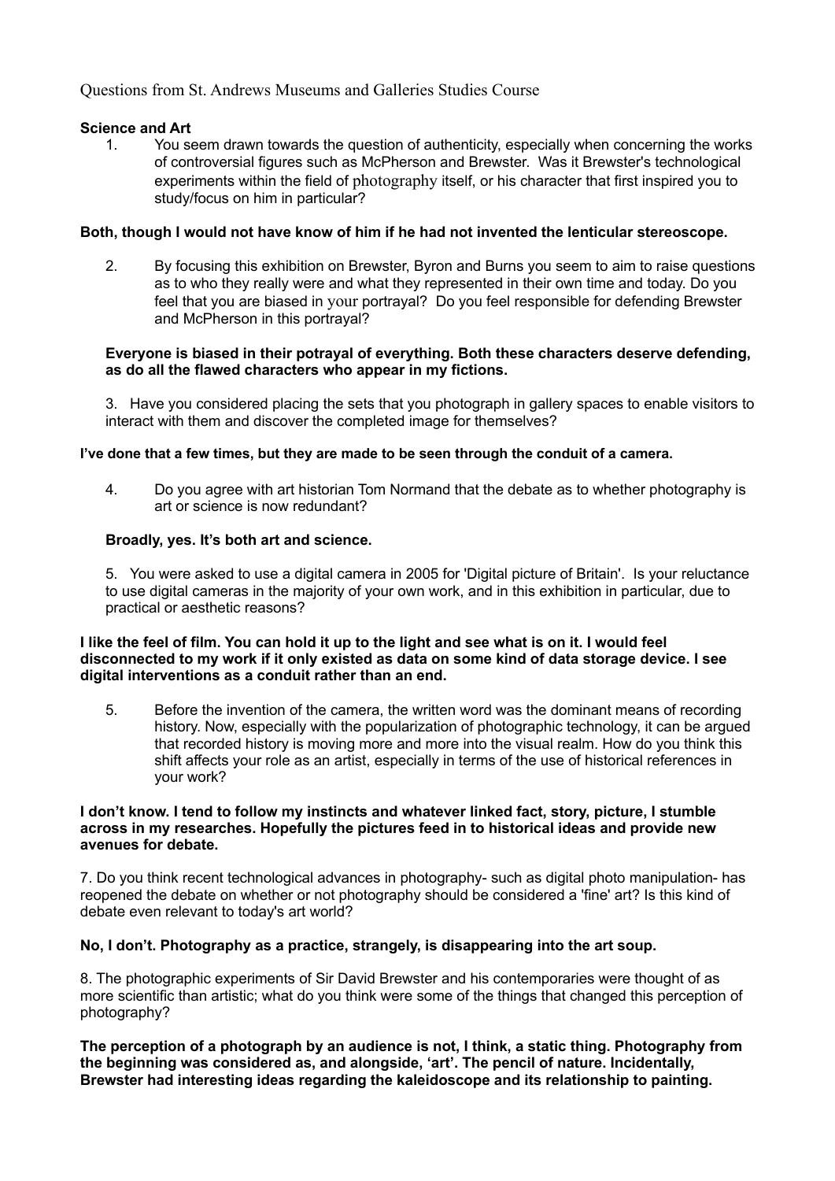Questions from St. Andrews Museums and Galleries Studies Course

**Science and Art**

1. You seem drawn towards the question of authenticity, especially when concerning the works of controversial figures such as McPherson and Brewster. Was it Brewster's technological experiments within the field of photography itself, or his character that first inspired you to study/focus on him in particular?

**Both, though I would not have know of him if he had not invented the lenticular stereoscope.**

2. By focusing this exhibition on Brewster, Byron and Burns you seem to aim to raise questions as to who they really were and what they represented in their own time and today. Do you feel that you are biased in your portrayal? Do you feel responsible for defending Brewster and McPherson in this portrayal?

**Everyone is biased in their potrayal of everything. Both these characters deserve defending, as do all the flawed characters who appear in my fictions.**

3. Have you considered placing the sets that you photograph in gallery spaces to enable visitors to interact with them and discover the completed image for themselves?

**I've done that a few times, but they are made to be seen through the conduit of a camera.**

4. Do you agree with art historian Tom Normand that the debate as to whether photography is art or science is now redundant?

**Broadly, yes. It's both art and science.**

5. You were asked to use a digital camera in 2005 for 'Digital picture of Britain'. Is your reluctance to use digital cameras in the majority of your own work, and in this exhibition in particular, due to practical or aesthetic reasons?

**I like the feel of film. You can hold it up to the light and see what is on it. I would feel disconnected to my work if it only existed as data on some kind of data storage device. I see digital interventions as a conduit rather than an end.**

5. Before the invention of the camera, the written word was the dominant means of recording history. Now, especially with the popularization of photographic technology, it can be argued that recorded history is moving more and more into the visual realm. How do you think this shift affects your role as an artist, especially in terms of the use of historical references in your work?

**I don't know. I tend to follow my instincts and whatever linked fact, story, picture, I stumble across in my researches. Hopefully the pictures feed in to historical ideas and provide new avenues for debate.**

7. Do you think recent technological advances in photography- such as digital photo manipulation- has reopened the debate on whether or not photography should be considered a 'fine' art? Is this kind of debate even relevant to today's art world?

**No, I don't. Photography as a practice, strangely, is disappearing into the art soup.**

8. The photographic experiments of Sir David Brewster and his contemporaries were thought of as more scientific than artistic; what do you think were some of the things that changed this perception of photography?

**The perception of a photograph by an audience is not, I think, a static thing. Photography from the beginning was considered as, and alongside, 'art'. The pencil of nature. Incidentally, Brewster had interesting ideas regarding the kaleidoscope and its relationship to painting.**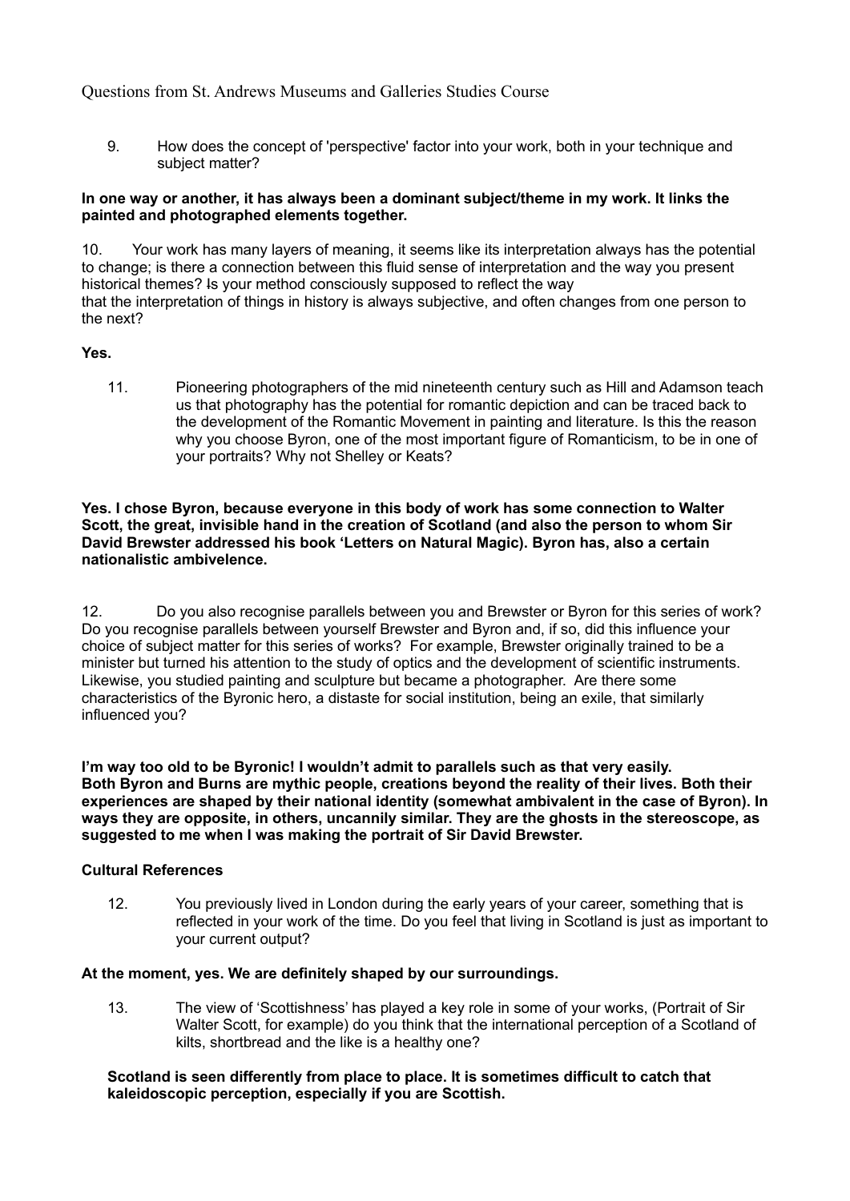Questions from St. Andrews Museums and Galleries Studies Course

9. How does the concept of 'perspective' factor into your work, both in your technique and subject matter?

**In one way or another, it has always been a dominant subject/theme in my work. It links the painted and photographed elements together.**

10. Your work has many layers of meaning, it seems like its interpretation always has the potential to change; is there a connection between this fluid sense of interpretation and the way you present historical themes? Is your method consciously supposed to reflect the way that the interpretation of things in history is always subjective, and often changes from one person to the next?

**Yes.**

11. Pioneering photographers of the mid nineteenth century such as Hill and Adamson teach us that photography has the potential for romantic depiction and can be traced back to the development of the Romantic Movement in painting and literature. Is this the reason why you choose Byron, one of the most important figure of Romanticism, to be in one of your portraits? Why not Shelley or Keats?

**Yes. I chose Byron, because everyone in this body of work has some connection to Walter Scott, the great, invisible hand in the creation of Scotland (and also the person to whom Sir David Brewster addressed his book 'Letters on Natural Magic). Byron has, also a certain nationalistic ambivelence.**

12. Do you also recognise parallels between you and Brewster or Byron for this series of work? Do you recognise parallels between yourself Brewster and Byron and, if so, did this influence your choice of subject matter for this series of works? For example, Brewster originally trained to be a minister but turned his attention to the study of optics and the development of scientific instruments. Likewise, you studied painting and sculpture but became a photographer. Are there some characteristics of the Byronic hero, a distaste for social institution, being an exile, that similarly influenced you?

**I'm way too old to be Byronic! I wouldn't admit to parallels such as that very easily.**
**Both Byron and Burns are mythic people, creations beyond the reality of their lives. Both their experiences are shaped by their national identity (somewhat ambivalent in the case of Byron). In ways they are opposite, in others, uncannily similar. They are the ghosts in the stereoscope, as suggested to me when I was making the portrait of Sir David Brewster.**

**Cultural References**

12. You previously lived in London during the early years of your career, something that is reflected in your work of the time. Do you feel that living in Scotland is just as important to your current output?

**At the moment, yes. We are definitely shaped by our surroundings.**

13. The view of 'Scottishness' has played a key role in some of your works, (Portrait of Sir Walter Scott, for example) do you think that the international perception of a Scotland of kilts, shortbread and the like is a healthy one?

**Scotland is seen differently from place to place. It is sometimes difficult to catch that kaleidoscopic perception, especially if you are Scottish.**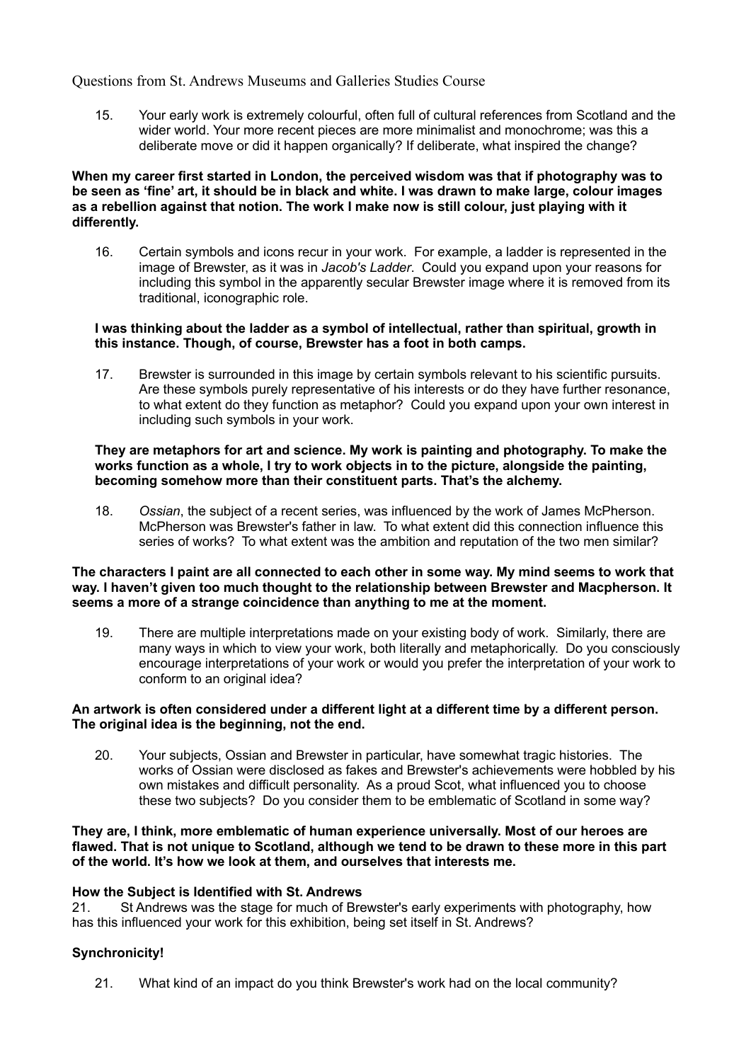Questions from St. Andrews Museums and Galleries Studies Course

15. Your early work is extremely colourful, often full of cultural references from Scotland and the wider world. Your more recent pieces are more minimalist and monochrome; was this a deliberate move or did it happen organically? If deliberate, what inspired the change?

**When my career first started in London, the perceived wisdom was that if photography was to be seen as 'fine' art, it should be in black and white. I was drawn to make large, colour images as a rebellion against that notion. The work I make now is still colour, just playing with it differently.**

16. Certain symbols and icons recur in your work. For example, a ladder is represented in the image of Brewster, as it was in *Jacob's Ladder*. Could you expand upon your reasons for including this symbol in the apparently secular Brewster image where it is removed from its traditional, iconographic role.

**I was thinking about the ladder as a symbol of intellectual, rather than spiritual, growth in this instance. Though, of course, Brewster has a foot in both camps.**

17. Brewster is surrounded in this image by certain symbols relevant to his scientific pursuits. Are these symbols purely representative of his interests or do they have further resonance, to what extent do they function as metaphor? Could you expand upon your own interest in including such symbols in your work.

**They are metaphors for art and science. My work is painting and photography. To make the works function as a whole, I try to work objects in to the picture, alongside the painting, becoming somehow more than their constituent parts. That's the alchemy.**

18. *Ossian*, the subject of a recent series, was influenced by the work of James McPherson. McPherson was Brewster's father in law. To what extent did this connection influence this series of works? To what extent was the ambition and reputation of the two men similar?

**The characters I paint are all connected to each other in some way. My mind seems to work that way. I haven't given too much thought to the relationship between Brewster and Macpherson. It seems a more of a strange coincidence than anything to me at the moment.**

19. There are multiple interpretations made on your existing body of work. Similarly, there are many ways in which to view your work, both literally and metaphorically. Do you consciously encourage interpretations of your work or would you prefer the interpretation of your work to conform to an original idea?

**An artwork is often considered under a different light at a different time by a different person. The original idea is the beginning, not the end.**

20. Your subjects, Ossian and Brewster in particular, have somewhat tragic histories. The works of Ossian were disclosed as fakes and Brewster's achievements were hobbled by his own mistakes and difficult personality. As a proud Scot, what influenced you to choose these two subjects? Do you consider them to be emblematic of Scotland in some way?

**They are, I think, more emblematic of human experience universally. Most of our heroes are flawed. That is not unique to Scotland, although we tend to be drawn to these more in this part of the world. It's how we look at them, and ourselves that interests me.**

**How the Subject is Identified with St. Andrews**

21. St Andrews was the stage for much of Brewster's early experiments with photography, how has this influenced your work for this exhibition, being set itself in St. Andrews?

**Synchronicity!**

21. What kind of an impact do you think Brewster's work had on the local community?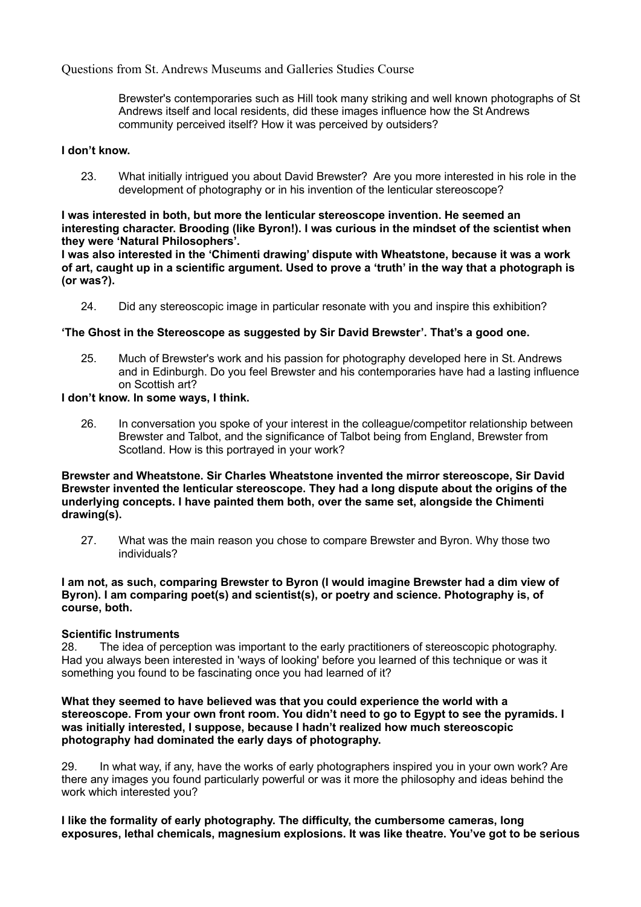Questions from St. Andrews Museums and Galleries Studies Course

Brewster's contemporaries such as Hill took many striking and well known photographs of St Andrews itself and local residents, did these images influence how the St Andrews community perceived itself? How it was perceived by outsiders?

**I don't know.**

23. What initially intrigued you about David Brewster? Are you more interested in his role in the development of photography or in his invention of the lenticular stereoscope?

**I was interested in both, but more the lenticular stereoscope invention. He seemed an interesting character. Brooding (like Byron!). I was curious in the mindset of the scientist when they were 'Natural Philosophers'.**

**I was also interested in the 'Chimenti drawing' dispute with Wheatstone, because it was a work of art, caught up in a scientific argument. Used to prove a 'truth' in the way that a photograph is (or was?).**

24. Did any stereoscopic image in particular resonate with you and inspire this exhibition?

**'The Ghost in the Stereoscope as suggested by Sir David Brewster'. That's a good one.**

25. Much of Brewster's work and his passion for photography developed here in St. Andrews and in Edinburgh. Do you feel Brewster and his contemporaries have had a lasting influence on Scottish art?

**I don't know. In some ways, I think.**

26. In conversation you spoke of your interest in the colleague/competitor relationship between Brewster and Talbot, and the significance of Talbot being from England, Brewster from Scotland. How is this portrayed in your work?

**Brewster and Wheatstone. Sir Charles Wheatstone invented the mirror stereoscope, Sir David Brewster invented the lenticular stereoscope. They had a long dispute about the origins of the underlying concepts. I have painted them both, over the same set, alongside the Chimenti drawing(s).**

27. What was the main reason you chose to compare Brewster and Byron. Why those two individuals?

**I am not, as such, comparing Brewster to Byron (I would imagine Brewster had a dim view of Byron). I am comparing poet(s) and scientist(s), or poetry and science. Photography is, of course, both.**

**Scientific Instruments**

28. The idea of perception was important to the early practitioners of stereoscopic photography. Had you always been interested in 'ways of looking' before you learned of this technique or was it something you found to be fascinating once you had learned of it?

**What they seemed to have believed was that you could experience the world with a stereoscope. From your own front room. You didn't need to go to Egypt to see the pyramids. I was initially interested, I suppose, because I hadn't realized how much stereoscopic photography had dominated the early days of photography.**

29. In what way, if any, have the works of early photographers inspired you in your own work? Are there any images you found particularly powerful or was it more the philosophy and ideas behind the work which interested you?

**I like the formality of early photography. The difficulty, the cumbersome cameras, long exposures, lethal chemicals, magnesium explosions. It was like theatre. You've got to be serious**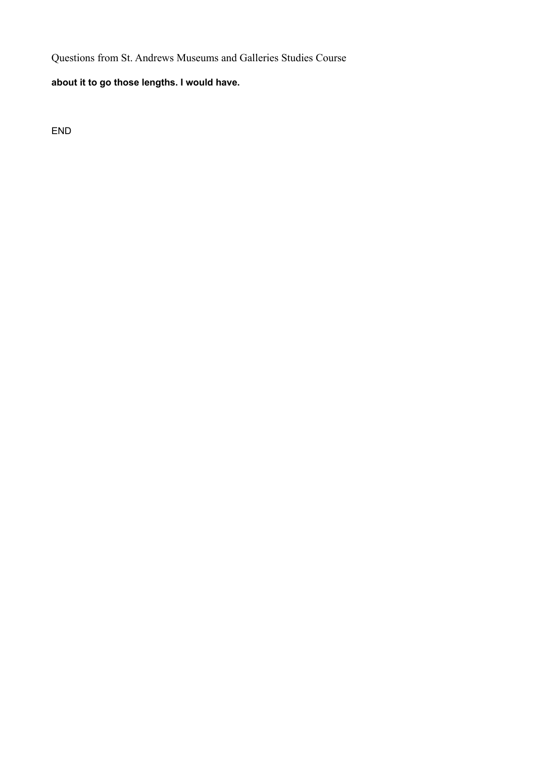**about it to go those lengths. I would have.**

END